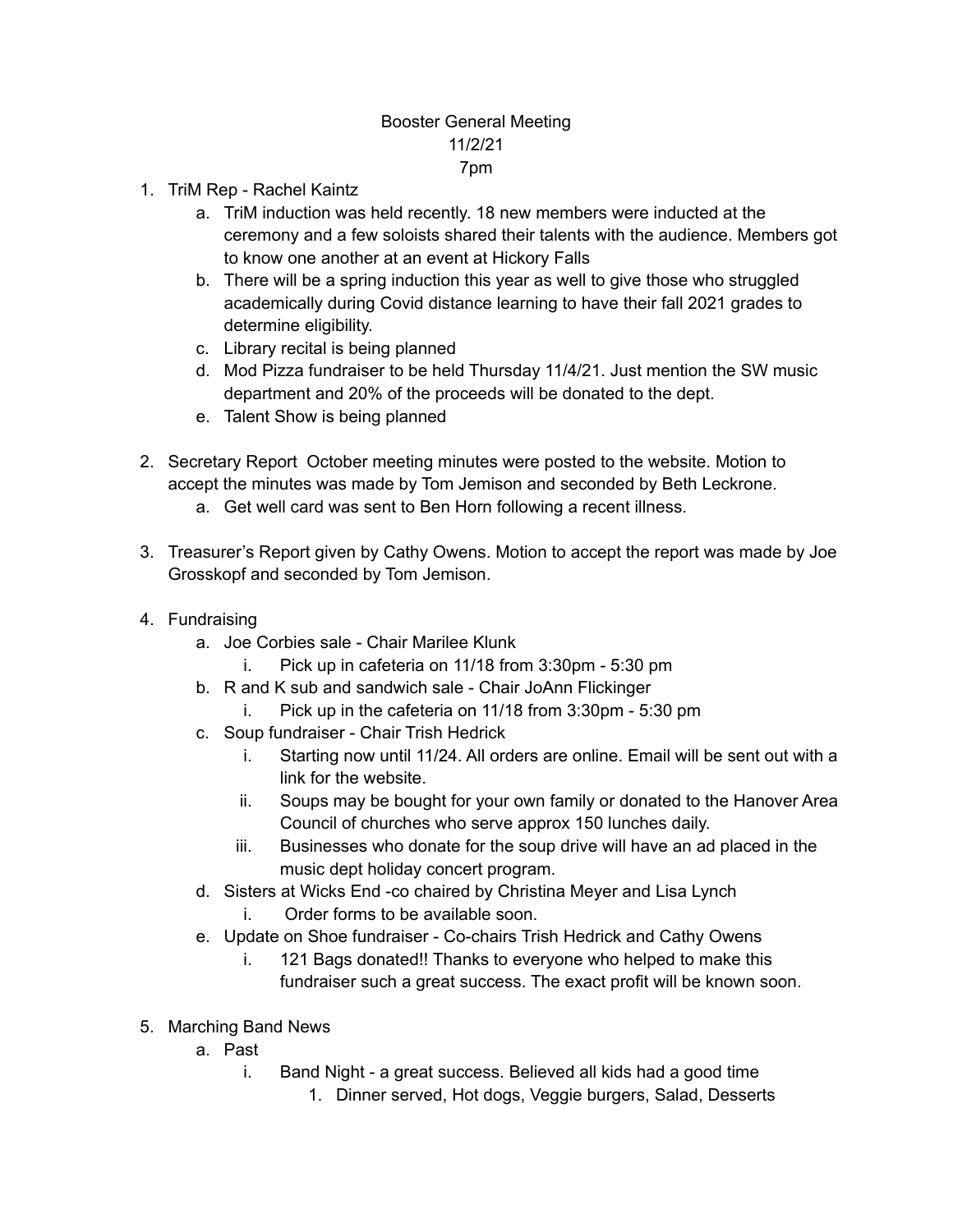Booster General Meeting
11/2/21
7pm

1. TriM Rep - Rachel Kaintz
    a. TriM induction was held recently. 18 new members were inducted at the ceremony and a few soloists shared their talents with the audience. Members got to know one another at an event at Hickory Falls
    b. There will be a spring induction this year as well to give those who struggled academically during Covid distance learning to have their fall 2021 grades to determine eligibility.
    c. Library recital is being planned
    d. Mod Pizza fundraiser to be held Thursday 11/4/21. Just mention the SW music department and 20% of the proceeds will be donated to the dept.
    e. Talent Show is being planned

2. Secretary Report October meeting minutes were posted to the website. Motion to accept the minutes was made by Tom Jemison and seconded by Beth Leckrone.
    a. Get well card was sent to Ben Horn following a recent illness.

3. Treasurer's Report given by Cathy Owens. Motion to accept the report was made by Joe Grosskopf and seconded by Tom Jemison.

4. Fundraising
    a. Joe Corbies sale - Chair Marilee Klunk
        i. Pick up in cafeteria on 11/18 from 3:30pm - 5:30 pm
    b. R and K sub and sandwich sale - Chair JoAnn Flickinger
        i. Pick up in the cafeteria on 11/18 from 3:30pm - 5:30 pm
    c. Soup fundraiser - Chair Trish Hedrick
        i. Starting now until 11/24. All orders are online. Email will be sent out with a link for the website.
        ii. Soups may be bought for your own family or donated to the Hanover Area Council of churches who serve approx 150 lunches daily.
        iii. Businesses who donate for the soup drive will have an ad placed in the music dept holiday concert program.
    d. Sisters at Wicks End -co chaired by Christina Meyer and Lisa Lynch
        i. Order forms to be available soon.
    e. Update on Shoe fundraiser - Co-chairs Trish Hedrick and Cathy Owens
        i. 121 Bags donated!! Thanks to everyone who helped to make this fundraiser such a great success. The exact profit will be known soon.

5. Marching Band News
    a. Past
        i. Band Night - a great success. Believed all kids had a good time
            1. Dinner served, Hot dogs, Veggie burgers, Salad, Desserts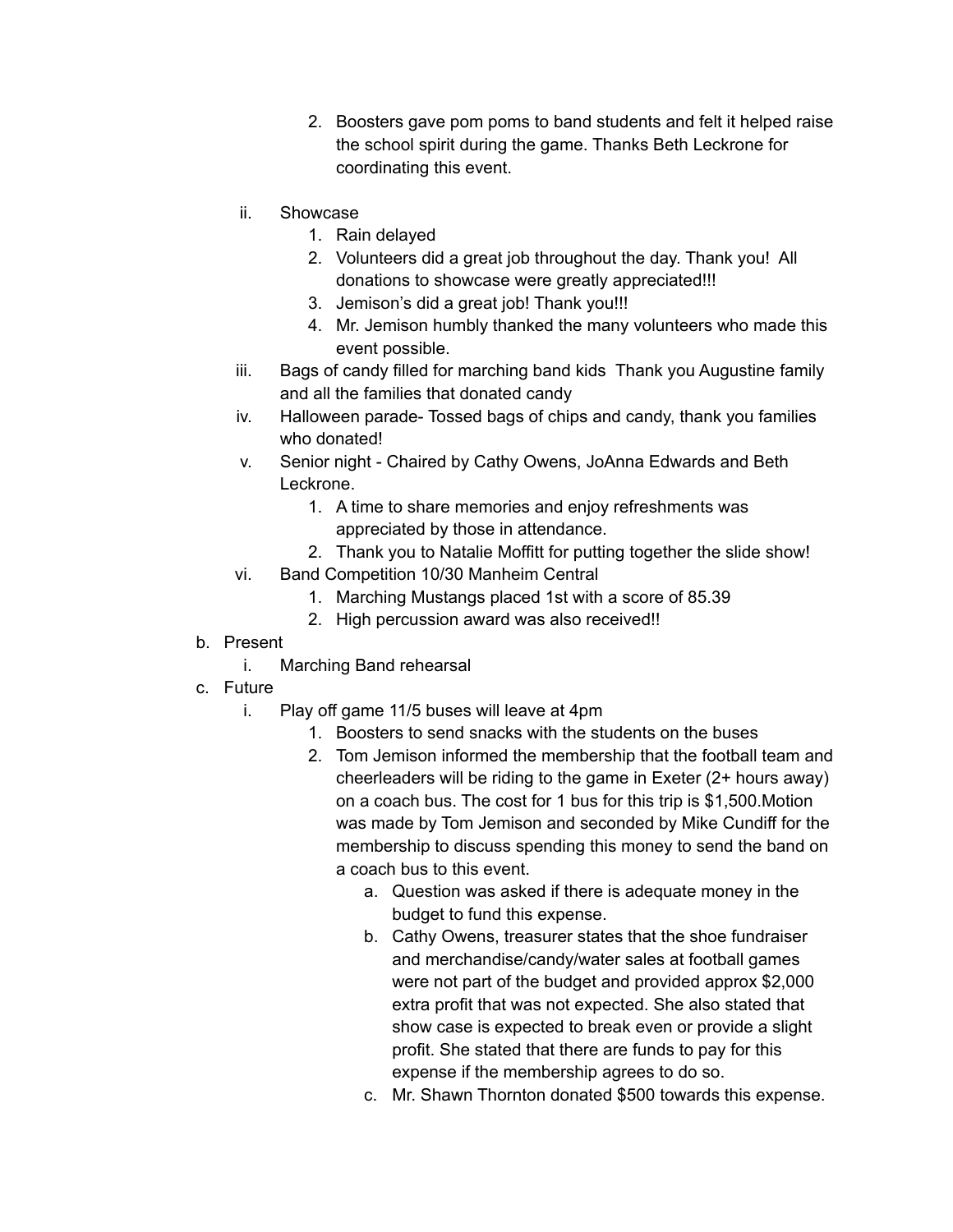2. Boosters gave pom poms to band students and felt it helped raise the school spirit during the game. Thanks Beth Leckrone for coordinating this event.

    ii. Showcase
        1. Rain delayed
        2. Volunteers did a great job throughout the day. Thank you! All donations to showcase were greatly appreciated!!!
        3. Jemison's did a great job! Thank you!!!
        4. Mr. Jemison humbly thanked the many volunteers who made this event possible.
    iii. Bags of candy filled for marching band kids Thank you Augustine family and all the families that donated candy
    iv. Halloween parade- Tossed bags of chips and candy, thank you families who donated!
    v. Senior night - Chaired by Cathy Owens, JoAnna Edwards and Beth Leckrone.
        1. A time to share memories and enjoy refreshments was appreciated by those in attendance.
        2. Thank you to Natalie Moffitt for putting together the slide show!
    vi. Band Competition 10/30 Manheim Central
        1. Marching Mustangs placed 1st with a score of 85.39
        2. High percussion award was also received!!

b. Present
    i. Marching Band rehearsal

c. Future
    i. Play off game 11/5 buses will leave at 4pm
        1. Boosters to send snacks with the students on the buses
        2. Tom Jemison informed the membership that the football team and cheerleaders will be riding to the game in Exeter (2+ hours away) on a coach bus. The cost for 1 bus for this trip is $1,500.Motion was made by Tom Jemison and seconded by Mike Cundiff for the membership to discuss spending this money to send the band on a coach bus to this event.
            a. Question was asked if there is adequate money in the budget to fund this expense.
            b. Cathy Owens, treasurer states that the shoe fundraiser and merchandise/candy/water sales at football games were not part of the budget and provided approx $2,000 extra profit that was not expected. She also stated that show case is expected to break even or provide a slight profit. She stated that there are funds to pay for this expense if the membership agrees to do so.
            c. Mr. Shawn Thornton donated $500 towards this expense.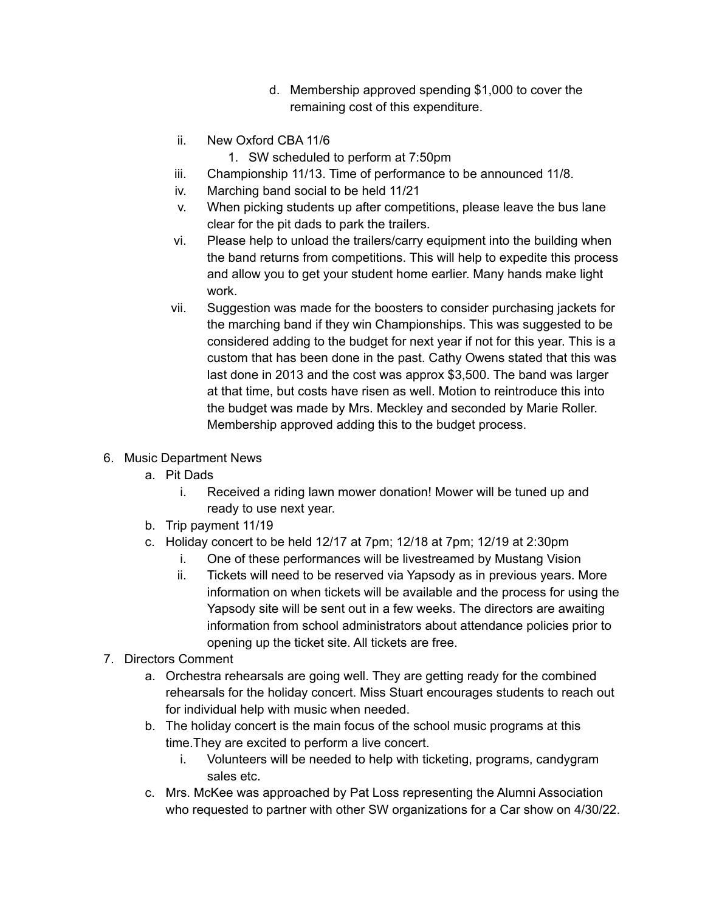d. Membership approved spending $1,000 to cover the remaining cost of this expenditure.

ii. New Oxford CBA 11/6
    1. SW scheduled to perform at 7:50pm

iii. Championship 11/13. Time of performance to be announced 11/8.

iv. Marching band social to be held 11/21

v. When picking students up after competitions, please leave the bus lane clear for the pit dads to park the trailers.

vi. Please help to unload the trailers/carry equipment into the building when the band returns from competitions. This will help to expedite this process and allow you to get your student home earlier. Many hands make light work.

vii. Suggestion was made for the boosters to consider purchasing jackets for the marching band if they win Championships. This was suggested to be considered adding to the budget for next year if not for this year. This is a custom that has been done in the past. Cathy Owens stated that this was last done in 2013 and the cost was approx $3,500. The band was larger at that time, but costs have risen as well. Motion to reintroduce this into the budget was made by Mrs. Meckley and seconded by Marie Roller. Membership approved adding this to the budget process.

6. Music Department News
   a. Pit Dads
      i. Received a riding lawn mower donation! Mower will be tuned up and ready to use next year.
   b. Trip payment 11/19
   c. Holiday concert to be held 12/17 at 7pm; 12/18 at 7pm; 12/19 at 2:30pm
      i. One of these performances will be livestreamed by Mustang Vision
      ii. Tickets will need to be reserved via Yapsody as in previous years. More information on when tickets will be available and the process for using the Yapsody site will be sent out in a few weeks. The directors are awaiting information from school administrators about attendance policies prior to opening up the ticket site. All tickets are free.
7. Directors Comment
   a. Orchestra rehearsals are going well. They are getting ready for the combined rehearsals for the holiday concert. Miss Stuart encourages students to reach out for individual help with music when needed.
   b. The holiday concert is the main focus of the school music programs at this time.They are excited to perform a live concert.
      i. Volunteers will be needed to help with ticketing, programs, candygram sales etc.
   c. Mrs. McKee was approached by Pat Loss representing the Alumni Association who requested to partner with other SW organizations for a Car show on 4/30/22.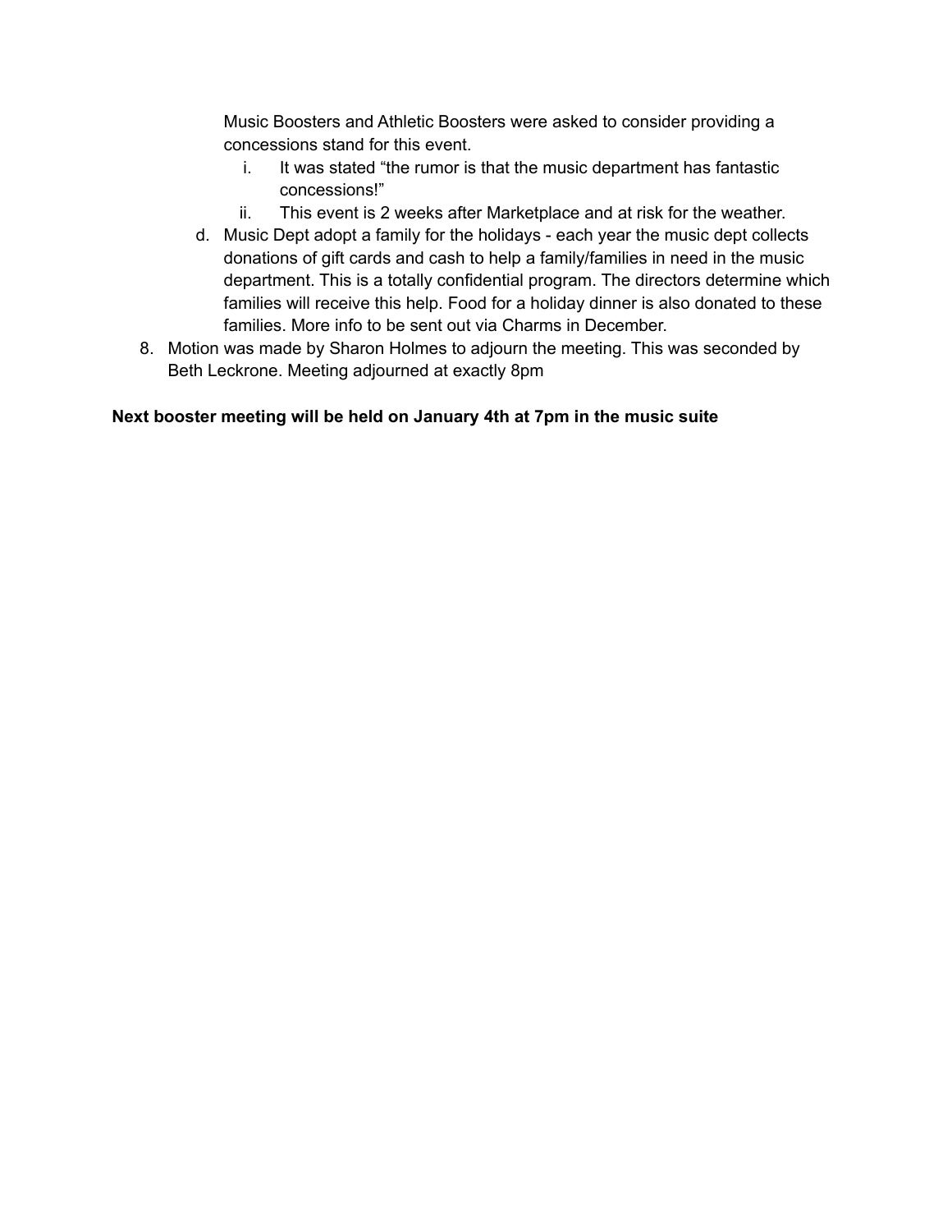Music Boosters and Athletic Boosters were asked to consider providing a concessions stand for this event.

    i. It was stated "the rumor is that the music department has fantastic concessions!"
    ii. This event is 2 weeks after Marketplace and at risk for the weather.

d. Music Dept adopt a family for the holidays - each year the music dept collects donations of gift cards and cash to help a family/families in need in the music department. This is a totally confidential program. The directors determine which families will receive this help. Food for a holiday dinner is also donated to these families. More info to be sent out via Charms in December.

8. Motion was made by Sharon Holmes to adjourn the meeting. This was seconded by Beth Leckrone. Meeting adjourned at exactly 8pm

**Next booster meeting will be held on January 4th at 7pm in the music suite**